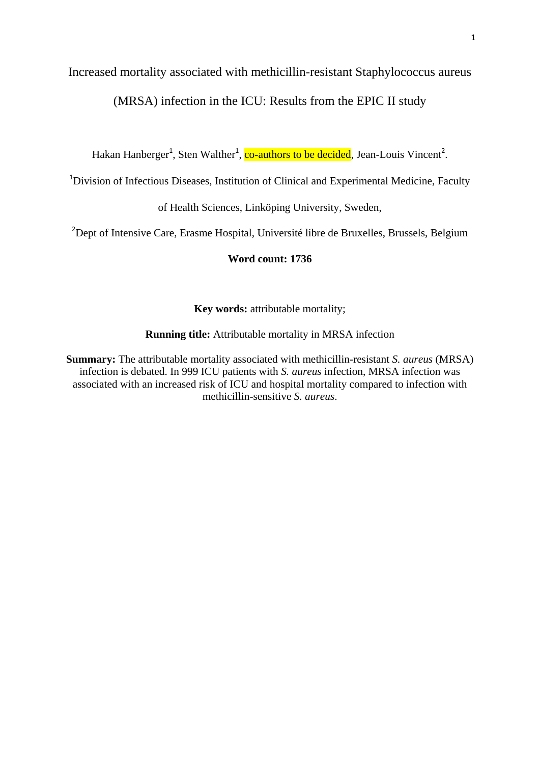# Increased mortality associated with methicillin-resistant Staphylococcus aureus (MRSA) infection in the ICU: Results from the EPIC II study

Hakan Hanberger[1], Sten Walther[1], co-authors to be decided, Jean-Louis Vincent[2].

[1]Division of Infectious Diseases, Institution of Clinical and Experimental Medicine, Faculty of Health Sciences, Linköping University, Sweden,

[2]Dept of Intensive Care, Erasme Hospital, Université libre de Bruxelles, Brussels, Belgium

**Word count: 1736**

**Key words:** attributable mortality;

**Running title:** Attributable mortality in MRSA infection

**Summary:** The attributable mortality associated with methicillin-resistant *S. aureus* (MRSA) infection is debated. In 999 ICU patients with *S. aureus* infection, MRSA infection was associated with an increased risk of ICU and hospital mortality compared to infection with methicillin-sensitive *S. aureus*.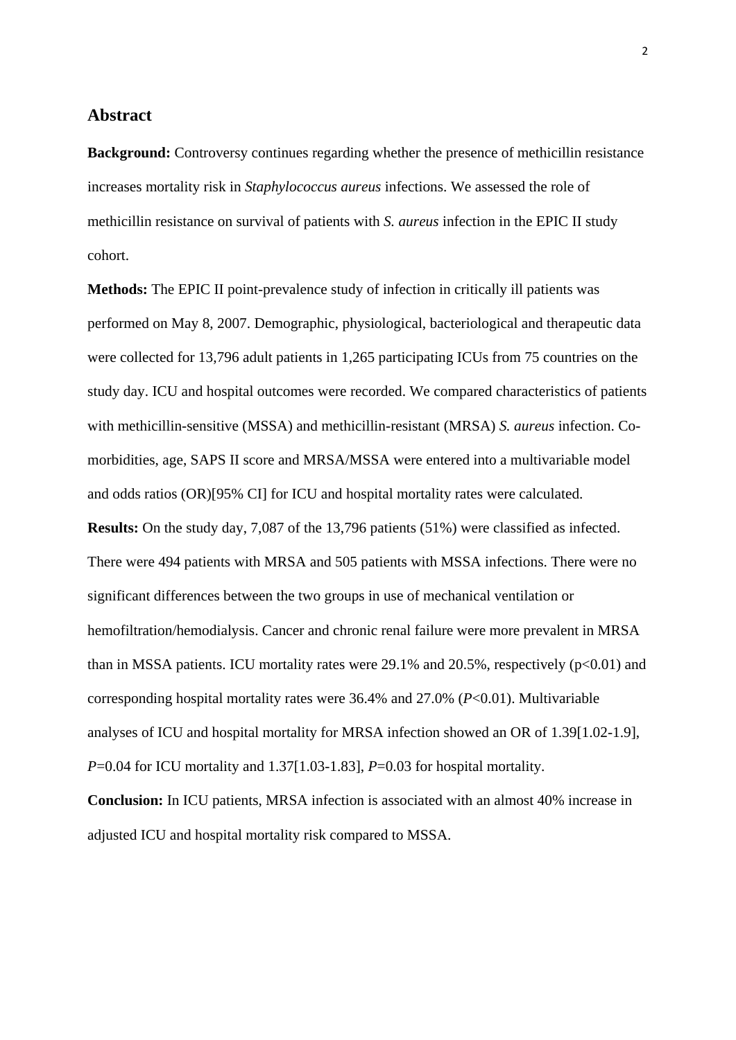## Abstract

**Background:** Controversy continues regarding whether the presence of methicillin resistance increases mortality risk in *Staphylococcus aureus* infections. We assessed the role of methicillin resistance on survival of patients with *S. aureus* infection in the EPIC II study cohort.

**Methods:** The EPIC II point-prevalence study of infection in critically ill patients was performed on May 8, 2007. Demographic, physiological, bacteriological and therapeutic data were collected for 13,796 adult patients in 1,265 participating ICUs from 75 countries on the study day. ICU and hospital outcomes were recorded. We compared characteristics of patients with methicillin-sensitive (MSSA) and methicillin-resistant (MRSA) *S. aureus* infection. Co-morbidities, age, SAPS II score and MRSA/MSSA were entered into a multivariable model and odds ratios (OR)[95% CI] for ICU and hospital mortality rates were calculated.

**Results:** On the study day, 7,087 of the 13,796 patients (51%) were classified as infected. There were 494 patients with MRSA and 505 patients with MSSA infections. There were no significant differences between the two groups in use of mechanical ventilation or hemofiltration/hemodialysis. Cancer and chronic renal failure were more prevalent in MRSA than in MSSA patients. ICU mortality rates were 29.1% and 20.5%, respectively ($p<0.01$) and corresponding hospital mortality rates were 36.4% and 27.0% ($P<0.01$). Multivariable analyses of ICU and hospital mortality for MRSA infection showed an OR of 1.39[1.02-1.9], $P=0.04$ for ICU mortality and 1.37[1.03-1.83], $P=0.03$ for hospital mortality.

**Conclusion:** In ICU patients, MRSA infection is associated with an almost 40% increase in adjusted ICU and hospital mortality risk compared to MSSA.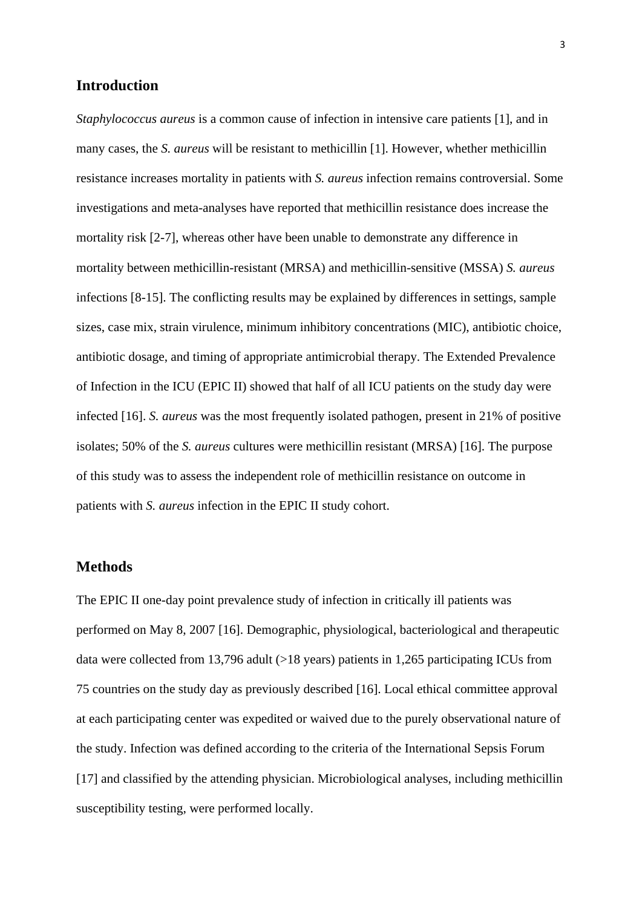## Introduction

*Staphylococcus aureus* is a common cause of infection in intensive care patients [1], and in many cases, the *S. aureus* will be resistant to methicillin [1]. However, whether methicillin resistance increases mortality in patients with *S. aureus* infection remains controversial. Some investigations and meta-analyses have reported that methicillin resistance does increase the mortality risk [2-7], whereas other have been unable to demonstrate any difference in mortality between methicillin-resistant (MRSA) and methicillin-sensitive (MSSA) *S. aureus* infections [8-15]. The conflicting results may be explained by differences in settings, sample sizes, case mix, strain virulence, minimum inhibitory concentrations (MIC), antibiotic choice, antibiotic dosage, and timing of appropriate antimicrobial therapy. The Extended Prevalence of Infection in the ICU (EPIC II) showed that half of all ICU patients on the study day were infected [16]. *S. aureus* was the most frequently isolated pathogen, present in 21% of positive isolates; 50% of the *S. aureus* cultures were methicillin resistant (MRSA) [16]. The purpose of this study was to assess the independent role of methicillin resistance on outcome in patients with *S. aureus* infection in the EPIC II study cohort.

## Methods

The EPIC II one-day point prevalence study of infection in critically ill patients was performed on May 8, 2007 [16]. Demographic, physiological, bacteriological and therapeutic data were collected from 13,796 adult (>18 years) patients in 1,265 participating ICUs from 75 countries on the study day as previously described [16]. Local ethical committee approval at each participating center was expedited or waived due to the purely observational nature of the study. Infection was defined according to the criteria of the International Sepsis Forum [17] and classified by the attending physician. Microbiological analyses, including methicillin susceptibility testing, were performed locally.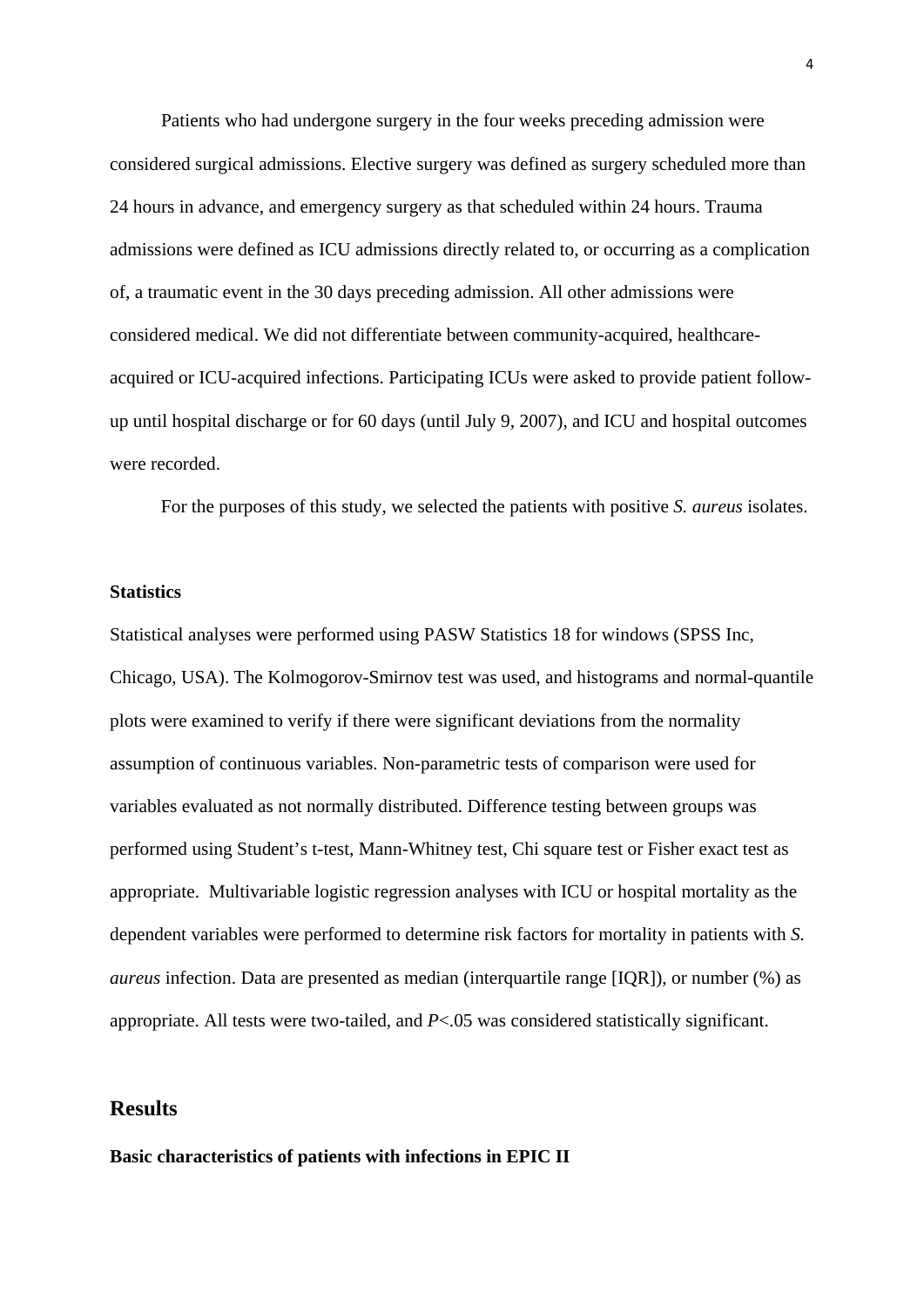Patients who had undergone surgery in the four weeks preceding admission were considered surgical admissions. Elective surgery was defined as surgery scheduled more than 24 hours in advance, and emergency surgery as that scheduled within 24 hours. Trauma admissions were defined as ICU admissions directly related to, or occurring as a complication of, a traumatic event in the 30 days preceding admission. All other admissions were considered medical. We did not differentiate between community-acquired, healthcare-acquired or ICU-acquired infections. Participating ICUs were asked to provide patient follow-up until hospital discharge or for 60 days (until July 9, 2007), and ICU and hospital outcomes were recorded.

For the purposes of this study, we selected the patients with positive *S. aureus* isolates.

**Statistics**

Statistical analyses were performed using PASW Statistics 18 for windows (SPSS Inc, Chicago, USA). The Kolmogorov-Smirnov test was used, and histograms and normal-quantile plots were examined to verify if there were significant deviations from the normality assumption of continuous variables. Non-parametric tests of comparison were used for variables evaluated as not normally distributed. Difference testing between groups was performed using Student's t-test, Mann-Whitney test, Chi square test or Fisher exact test as appropriate. Multivariable logistic regression analyses with ICU or hospital mortality as the dependent variables were performed to determine risk factors for mortality in patients with *S. aureus* infection. Data are presented as median (interquartile range [IQR]), or number (%) as appropriate. All tests were two-tailed, and $P<.05$ was considered statistically significant.

## Results

**Basic characteristics of patients with infections in EPIC II**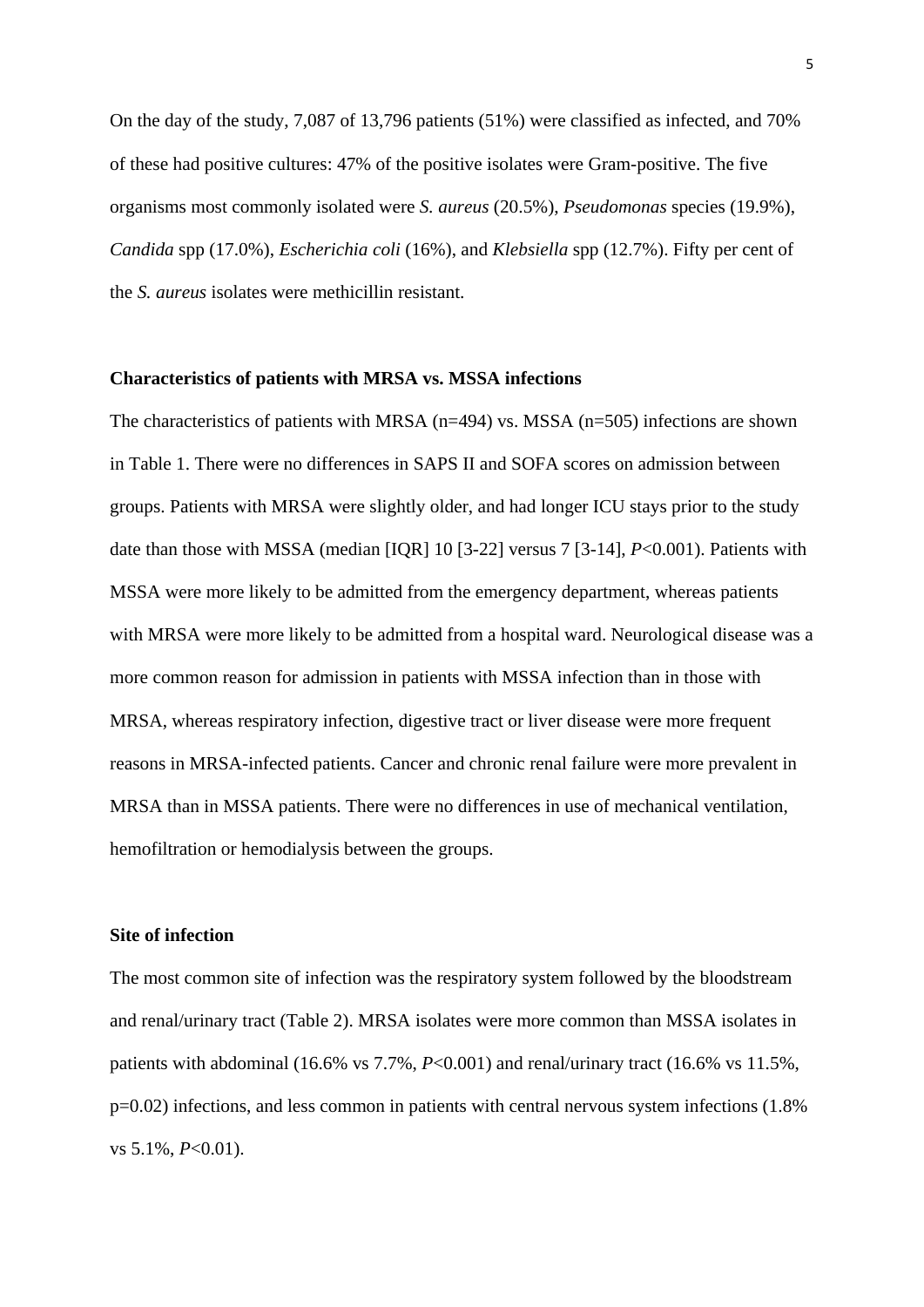On the day of the study, 7,087 of 13,796 patients (51%) were classified as infected, and 70% of these had positive cultures: 47% of the positive isolates were Gram-positive. The five organisms most commonly isolated were *S. aureus* (20.5%), *Pseudomonas* species (19.9%), *Candida* spp (17.0%), *Escherichia coli* (16%), and *Klebsiella* spp (12.7%). Fifty per cent of the *S. aureus* isolates were methicillin resistant.

### Characteristics of patients with MRSA vs. MSSA infections

The characteristics of patients with MRSA (n=494) vs. MSSA (n=505) infections are shown in Table 1. There were no differences in SAPS II and SOFA scores on admission between groups. Patients with MRSA were slightly older, and had longer ICU stays prior to the study date than those with MSSA (median [IQR] 10 [3-22] versus 7 [3-14], $P<0.001$). Patients with MSSA were more likely to be admitted from the emergency department, whereas patients with MRSA were more likely to be admitted from a hospital ward. Neurological disease was a more common reason for admission in patients with MSSA infection than in those with MRSA, whereas respiratory infection, digestive tract or liver disease were more frequent reasons in MRSA-infected patients. Cancer and chronic renal failure were more prevalent in MRSA than in MSSA patients. There were no differences in use of mechanical ventilation, hemofiltration or hemodialysis between the groups.

### Site of infection

The most common site of infection was the respiratory system followed by the bloodstream and renal/urinary tract (Table 2). MRSA isolates were more common than MSSA isolates in patients with abdominal (16.6% vs 7.7%, $P<0.001$) and renal/urinary tract (16.6% vs 11.5%, $p=0.02$) infections, and less common in patients with central nervous system infections (1.8% vs 5.1%, $P<0.01$).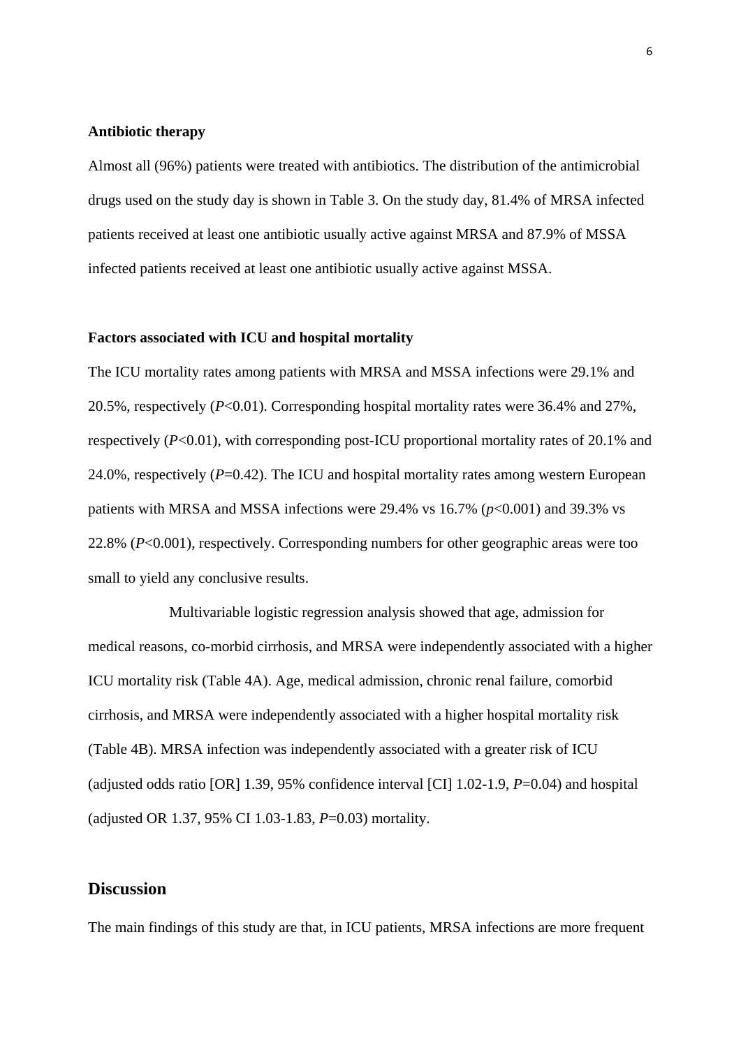**Antibiotic therapy**

Almost all (96%) patients were treated with antibiotics. The distribution of the antimicrobial drugs used on the study day is shown in Table 3. On the study day, 81.4% of MRSA infected patients received at least one antibiotic usually active against MRSA and 87.9% of MSSA infected patients received at least one antibiotic usually active against MSSA.

**Factors associated with ICU and hospital mortality**

The ICU mortality rates among patients with MRSA and MSSA infections were 29.1% and 20.5%, respectively ($P$<0.01). Corresponding hospital mortality rates were 36.4% and 27%, respectively ($P$<0.01), with corresponding post-ICU proportional mortality rates of 20.1% and 24.0%, respectively ($P$=0.42). The ICU and hospital mortality rates among western European patients with MRSA and MSSA infections were 29.4% vs 16.7% ($p$<0.001) and 39.3% vs 22.8% ($P$<0.001), respectively. Corresponding numbers for other geographic areas were too small to yield any conclusive results.

Multivariable logistic regression analysis showed that age, admission for medical reasons, co-morbid cirrhosis, and MRSA were independently associated with a higher ICU mortality risk (Table 4A). Age, medical admission, chronic renal failure, comorbid cirrhosis, and MRSA were independently associated with a higher hospital mortality risk (Table 4B). MRSA infection was independently associated with a greater risk of ICU (adjusted odds ratio [OR] 1.39, 95% confidence interval [CI] 1.02-1.9, $P$=0.04) and hospital (adjusted OR 1.37, 95% CI 1.03-1.83, $P$=0.03) mortality.

## Discussion

The main findings of this study are that, in ICU patients, MRSA infections are more frequent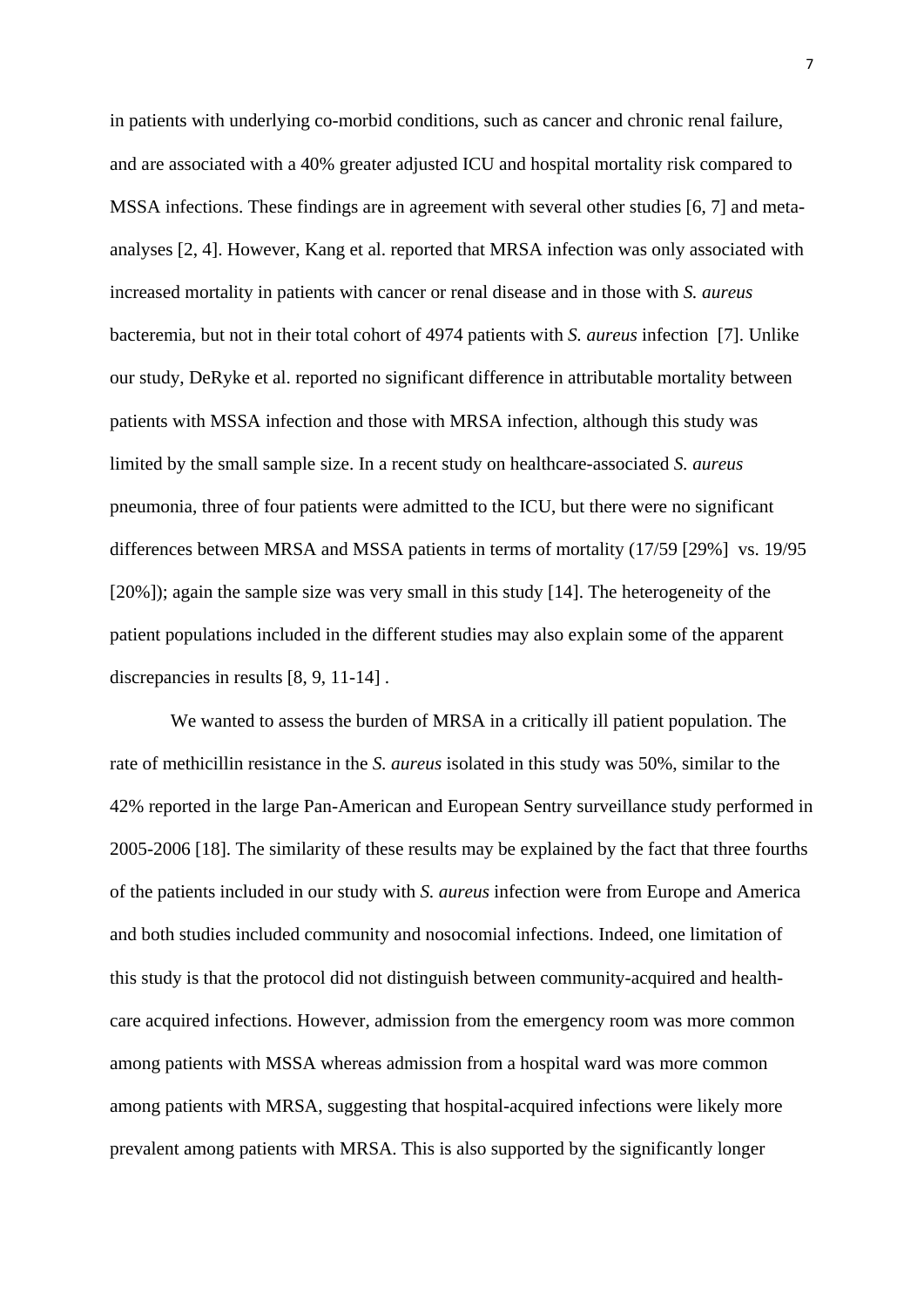in patients with underlying co-morbid conditions, such as cancer and chronic renal failure, and are associated with a 40% greater adjusted ICU and hospital mortality risk compared to MSSA infections. These findings are in agreement with several other studies [6, 7] and meta-analyses [2, 4]. However, Kang et al. reported that MRSA infection was only associated with increased mortality in patients with cancer or renal disease and in those with *S. aureus* bacteremia, but not in their total cohort of 4974 patients with *S. aureus* infection [7]. Unlike our study, DeRyke et al. reported no significant difference in attributable mortality between patients with MSSA infection and those with MRSA infection, although this study was limited by the small sample size. In a recent study on healthcare-associated *S. aureus* pneumonia, three of four patients were admitted to the ICU, but there were no significant differences between MRSA and MSSA patients in terms of mortality (17/59 [29%] vs. 19/95 [20%]); again the sample size was very small in this study [14]. The heterogeneity of the patient populations included in the different studies may also explain some of the apparent discrepancies in results [8, 9, 11-14] .

We wanted to assess the burden of MRSA in a critically ill patient population. The rate of methicillin resistance in the *S. aureus* isolated in this study was 50%, similar to the 42% reported in the large Pan-American and European Sentry surveillance study performed in 2005-2006 [18]. The similarity of these results may be explained by the fact that three fourths of the patients included in our study with *S. aureus* infection were from Europe and America and both studies included community and nosocomial infections. Indeed, one limitation of this study is that the protocol did not distinguish between community-acquired and health-care acquired infections. However, admission from the emergency room was more common among patients with MSSA whereas admission from a hospital ward was more common among patients with MRSA, suggesting that hospital-acquired infections were likely more prevalent among patients with MRSA. This is also supported by the significantly longer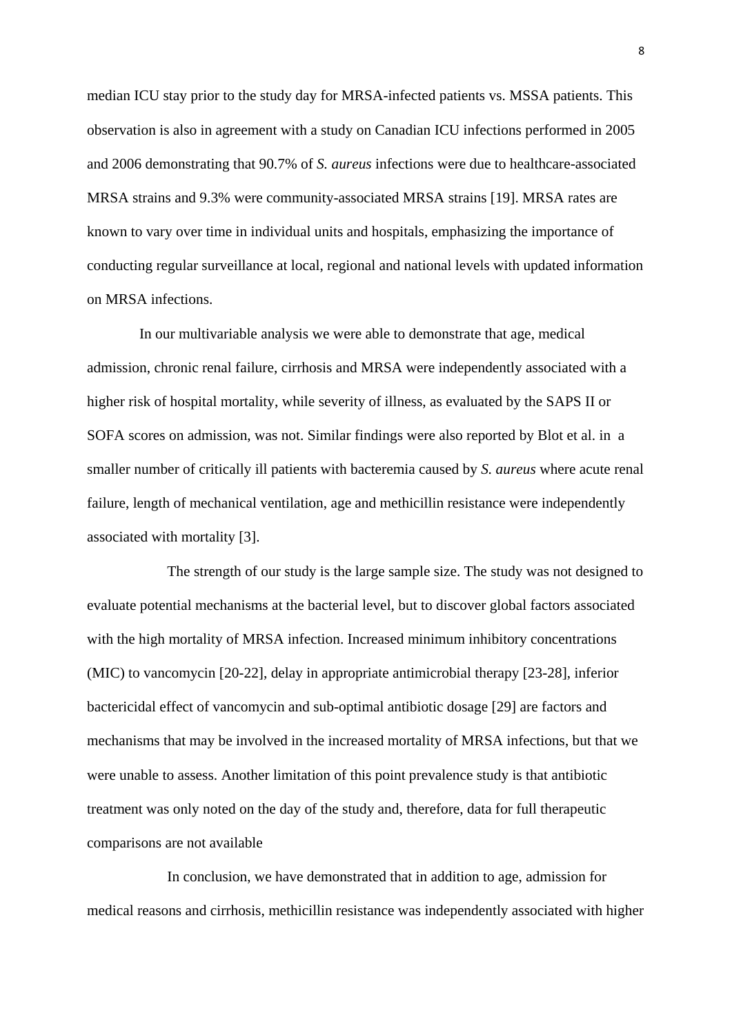median ICU stay prior to the study day for MRSA-infected patients vs. MSSA patients. This observation is also in agreement with a study on Canadian ICU infections performed in 2005 and 2006 demonstrating that 90.7% of *S. aureus* infections were due to healthcare-associated MRSA strains and 9.3% were community-associated MRSA strains [19]. MRSA rates are known to vary over time in individual units and hospitals, emphasizing the importance of conducting regular surveillance at local, regional and national levels with updated information on MRSA infections.

In our multivariable analysis we were able to demonstrate that age, medical admission, chronic renal failure, cirrhosis and MRSA were independently associated with a higher risk of hospital mortality, while severity of illness, as evaluated by the SAPS II or SOFA scores on admission, was not. Similar findings were also reported by Blot et al. in a smaller number of critically ill patients with bacteremia caused by *S. aureus* where acute renal failure, length of mechanical ventilation, age and methicillin resistance were independently associated with mortality [3].

The strength of our study is the large sample size. The study was not designed to evaluate potential mechanisms at the bacterial level, but to discover global factors associated with the high mortality of MRSA infection. Increased minimum inhibitory concentrations (MIC) to vancomycin [20-22], delay in appropriate antimicrobial therapy [23-28], inferior bactericidal effect of vancomycin and sub-optimal antibiotic dosage [29] are factors and mechanisms that may be involved in the increased mortality of MRSA infections, but that we were unable to assess. Another limitation of this point prevalence study is that antibiotic treatment was only noted on the day of the study and, therefore, data for full therapeutic comparisons are not available

In conclusion, we have demonstrated that in addition to age, admission for medical reasons and cirrhosis, methicillin resistance was independently associated with higher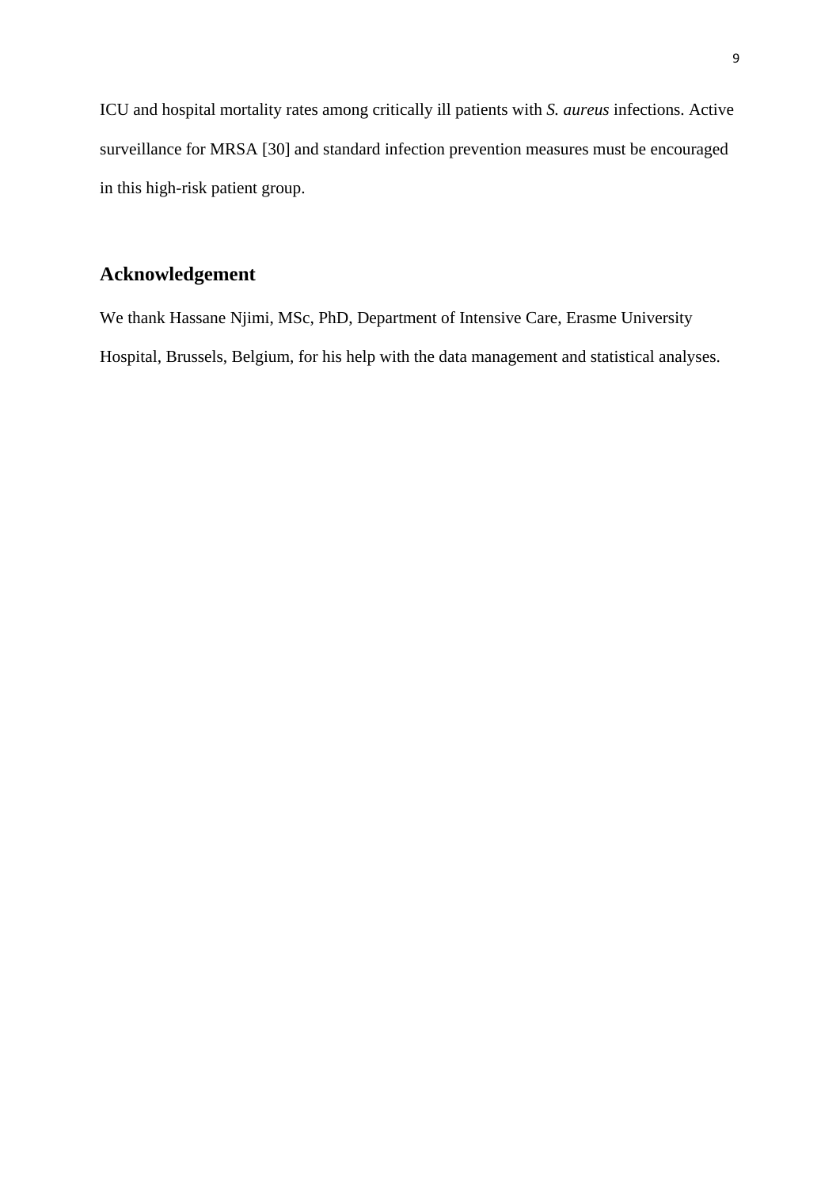ICU and hospital mortality rates among critically ill patients with *S. aureus* infections. Active surveillance for MRSA [30] and standard infection prevention measures must be encouraged in this high-risk patient group.

## Acknowledgement

We thank Hassane Njimi, MSc, PhD, Department of Intensive Care, Erasme University Hospital, Brussels, Belgium, for his help with the data management and statistical analyses.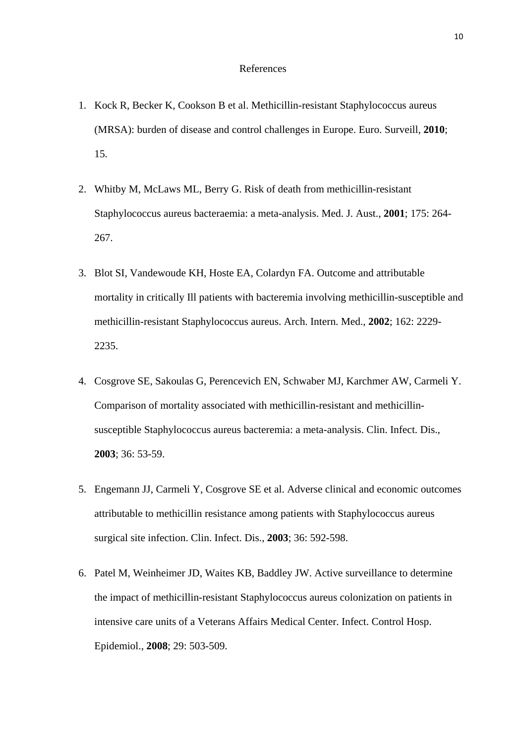# References

1. Kock R, Becker K, Cookson B et al. Methicillin-resistant Staphylococcus aureus (MRSA): burden of disease and control challenges in Europe. Euro. Surveill, **2010**; 15.

2. Whitby M, McLaws ML, Berry G. Risk of death from methicillin-resistant Staphylococcus aureus bacteraemia: a meta-analysis. Med. J. Aust., **2001**; 175: 264-267.

3. Blot SI, Vandewoude KH, Hoste EA, Colardyn FA. Outcome and attributable mortality in critically Ill patients with bacteremia involving methicillin-susceptible and methicillin-resistant Staphylococcus aureus. Arch. Intern. Med., **2002**; 162: 2229-2235.

4. Cosgrove SE, Sakoulas G, Perencevich EN, Schwaber MJ, Karchmer AW, Carmeli Y. Comparison of mortality associated with methicillin-resistant and methicillin-susceptible Staphylococcus aureus bacteremia: a meta-analysis. Clin. Infect. Dis., **2003**; 36: 53-59.

5. Engemann JJ, Carmeli Y, Cosgrove SE et al. Adverse clinical and economic outcomes attributable to methicillin resistance among patients with Staphylococcus aureus surgical site infection. Clin. Infect. Dis., **2003**; 36: 592-598.

6. Patel M, Weinheimer JD, Waites KB, Baddley JW. Active surveillance to determine the impact of methicillin-resistant Staphylococcus aureus colonization on patients in intensive care units of a Veterans Affairs Medical Center. Infect. Control Hosp. Epidemiol., **2008**; 29: 503-509.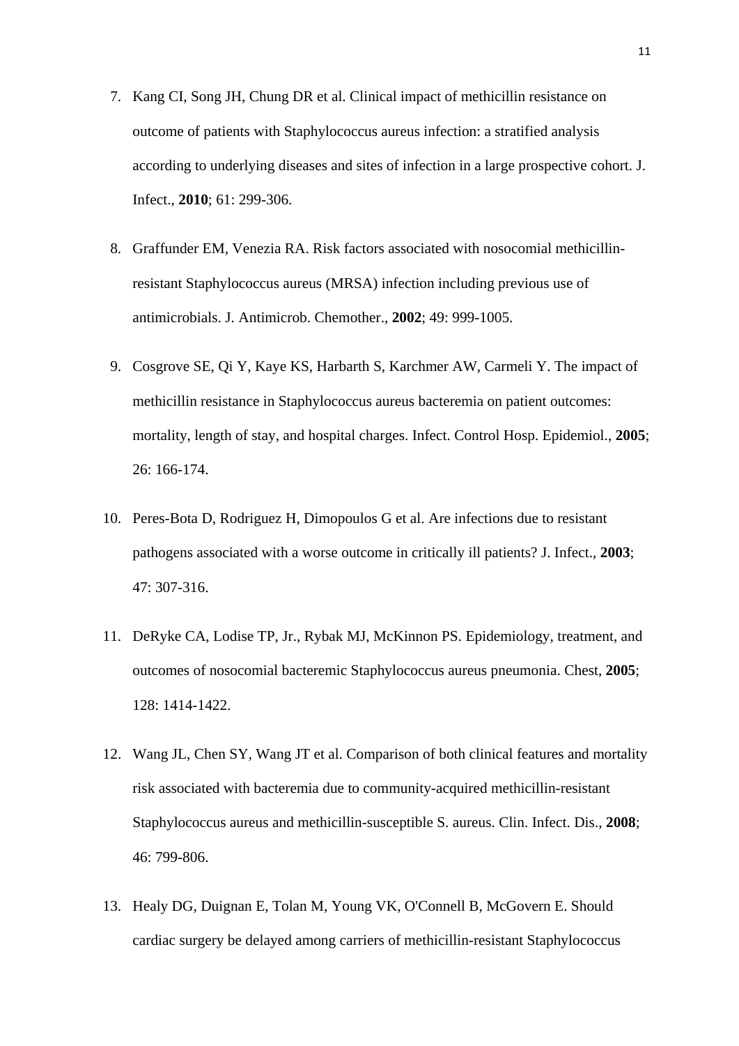7. Kang CI, Song JH, Chung DR et al. Clinical impact of methicillin resistance on outcome of patients with Staphylococcus aureus infection: a stratified analysis according to underlying diseases and sites of infection in a large prospective cohort. J. Infect., **2010**; 61: 299-306.

8. Graffunder EM, Venezia RA. Risk factors associated with nosocomial methicillin-resistant Staphylococcus aureus (MRSA) infection including previous use of antimicrobials. J. Antimicrob. Chemother., **2002**; 49: 999-1005.

9. Cosgrove SE, Qi Y, Kaye KS, Harbarth S, Karchmer AW, Carmeli Y. The impact of methicillin resistance in Staphylococcus aureus bacteremia on patient outcomes: mortality, length of stay, and hospital charges. Infect. Control Hosp. Epidemiol., **2005**; 26: 166-174.

10. Peres-Bota D, Rodriguez H, Dimopoulos G et al. Are infections due to resistant pathogens associated with a worse outcome in critically ill patients? J. Infect., **2003**; 47: 307-316.

11. DeRyke CA, Lodise TP, Jr., Rybak MJ, McKinnon PS. Epidemiology, treatment, and outcomes of nosocomial bacteremic Staphylococcus aureus pneumonia. Chest, **2005**; 128: 1414-1422.

12. Wang JL, Chen SY, Wang JT et al. Comparison of both clinical features and mortality risk associated with bacteremia due to community-acquired methicillin-resistant Staphylococcus aureus and methicillin-susceptible S. aureus. Clin. Infect. Dis., **2008**; 46: 799-806.

13. Healy DG, Duignan E, Tolan M, Young VK, O'Connell B, McGovern E. Should cardiac surgery be delayed among carriers of methicillin-resistant Staphylococcus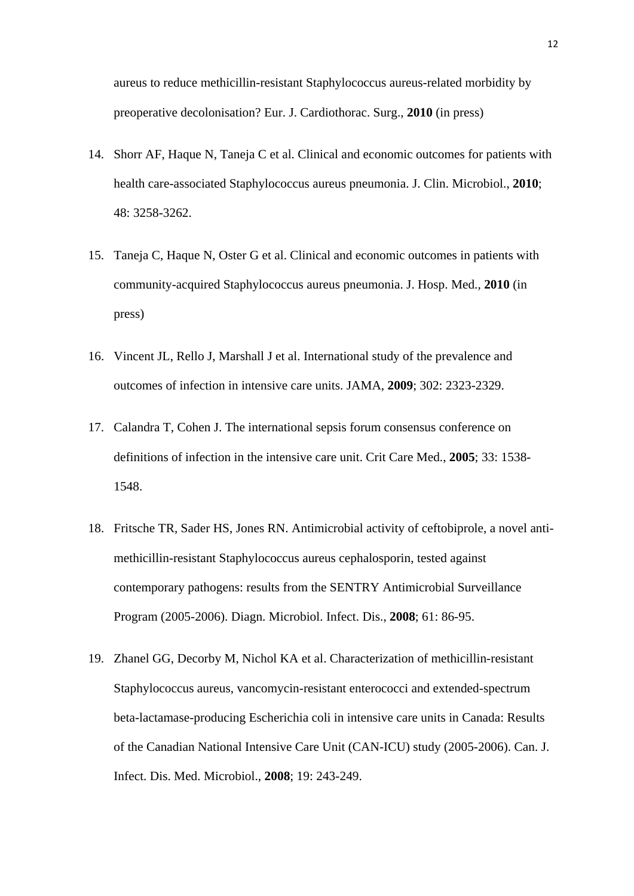aureus to reduce methicillin-resistant Staphylococcus aureus-related morbidity by preoperative decolonisation? Eur. J. Cardiothorac. Surg., **2010** (in press)

14. Shorr AF, Haque N, Taneja C et al. Clinical and economic outcomes for patients with health care-associated Staphylococcus aureus pneumonia. J. Clin. Microbiol., **2010**; 48: 3258-3262.

15. Taneja C, Haque N, Oster G et al. Clinical and economic outcomes in patients with community-acquired Staphylococcus aureus pneumonia. J. Hosp. Med., **2010** (in press)

16. Vincent JL, Rello J, Marshall J et al. International study of the prevalence and outcomes of infection in intensive care units. JAMA, **2009**; 302: 2323-2329.

17. Calandra T, Cohen J. The international sepsis forum consensus conference on definitions of infection in the intensive care unit. Crit Care Med., **2005**; 33: 1538-1548.

18. Fritsche TR, Sader HS, Jones RN. Antimicrobial activity of ceftobiprole, a novel anti-methicillin-resistant Staphylococcus aureus cephalosporin, tested against contemporary pathogens: results from the SENTRY Antimicrobial Surveillance Program (2005-2006). Diagn. Microbiol. Infect. Dis., **2008**; 61: 86-95.

19. Zhanel GG, Decorby M, Nichol KA et al. Characterization of methicillin-resistant Staphylococcus aureus, vancomycin-resistant enterococci and extended-spectrum beta-lactamase-producing Escherichia coli in intensive care units in Canada: Results of the Canadian National Intensive Care Unit (CAN-ICU) study (2005-2006). Can. J. Infect. Dis. Med. Microbiol., **2008**; 19: 243-249.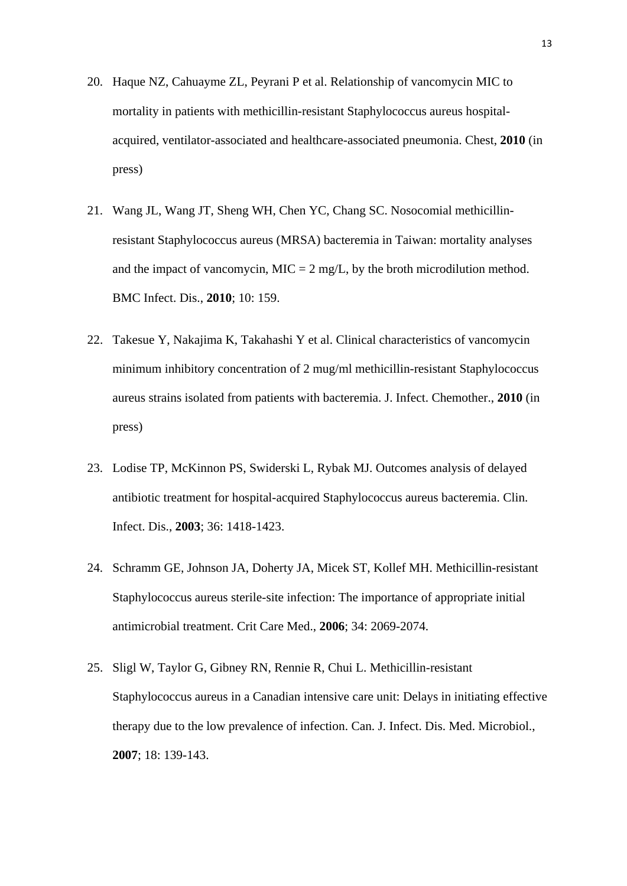20. Haque NZ, Cahuayme ZL, Peyrani P et al. Relationship of vancomycin MIC to mortality in patients with methicillin-resistant Staphylococcus aureus hospital-acquired, ventilator-associated and healthcare-associated pneumonia. Chest, **2010** (in press)

21. Wang JL, Wang JT, Sheng WH, Chen YC, Chang SC. Nosocomial methicillin-resistant Staphylococcus aureus (MRSA) bacteremia in Taiwan: mortality analyses and the impact of vancomycin, MIC = 2 mg/L, by the broth microdilution method. BMC Infect. Dis., **2010**; 10: 159.

22. Takesue Y, Nakajima K, Takahashi Y et al. Clinical characteristics of vancomycin minimum inhibitory concentration of 2 mug/ml methicillin-resistant Staphylococcus aureus strains isolated from patients with bacteremia. J. Infect. Chemother., **2010** (in press)

23. Lodise TP, McKinnon PS, Swiderski L, Rybak MJ. Outcomes analysis of delayed antibiotic treatment for hospital-acquired Staphylococcus aureus bacteremia. Clin. Infect. Dis., **2003**; 36: 1418-1423.

24. Schramm GE, Johnson JA, Doherty JA, Micek ST, Kollef MH. Methicillin-resistant Staphylococcus aureus sterile-site infection: The importance of appropriate initial antimicrobial treatment. Crit Care Med., **2006**; 34: 2069-2074.

25. Sligl W, Taylor G, Gibney RN, Rennie R, Chui L. Methicillin-resistant Staphylococcus aureus in a Canadian intensive care unit: Delays in initiating effective therapy due to the low prevalence of infection. Can. J. Infect. Dis. Med. Microbiol., **2007**; 18: 139-143.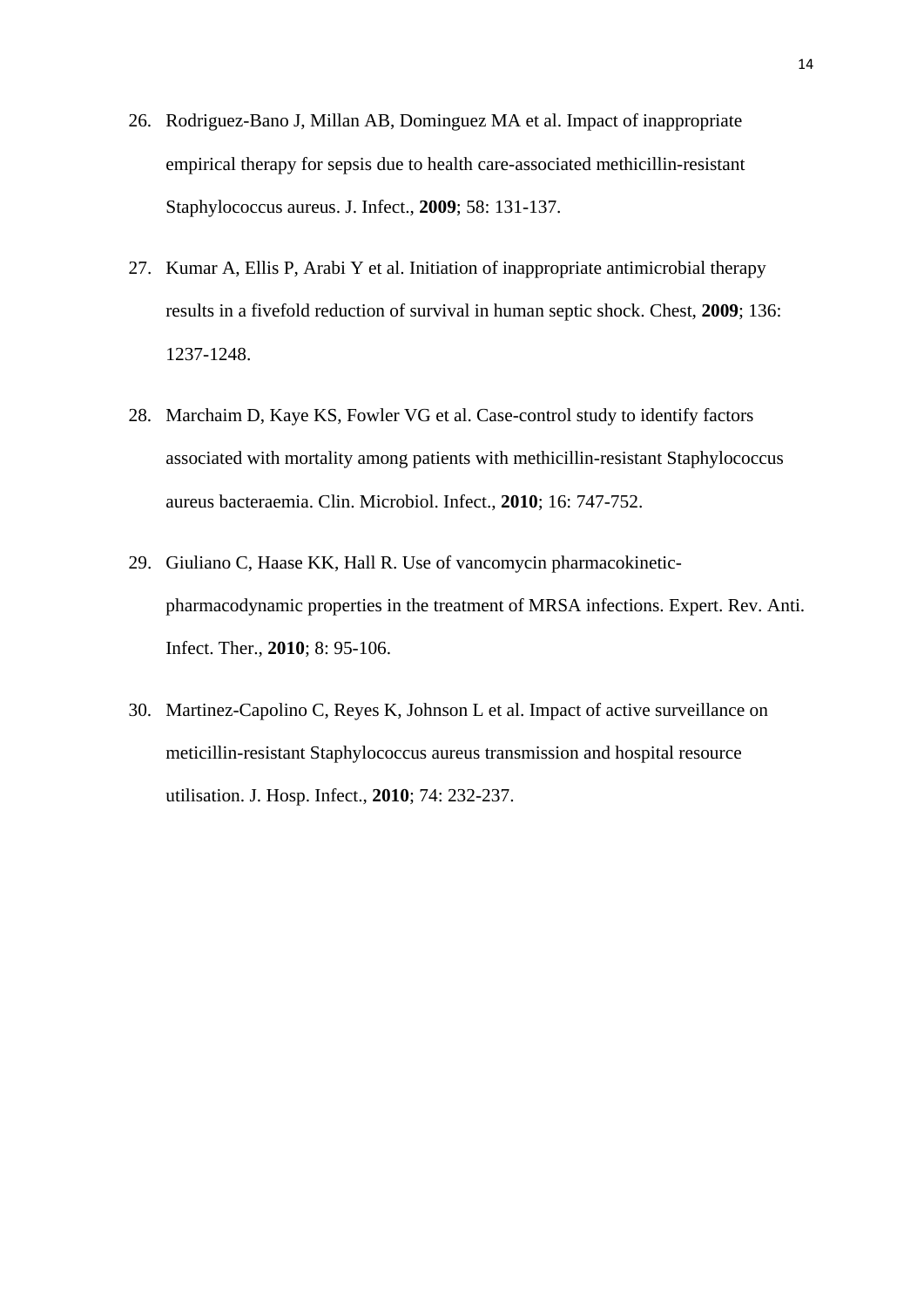26. Rodriguez-Bano J, Millan AB, Dominguez MA et al. Impact of inappropriate empirical therapy for sepsis due to health care-associated methicillin-resistant Staphylococcus aureus. J. Infect., **2009**; 58: 131-137.

27. Kumar A, Ellis P, Arabi Y et al. Initiation of inappropriate antimicrobial therapy results in a fivefold reduction of survival in human septic shock. Chest, **2009**; 136: 1237-1248.

28. Marchaim D, Kaye KS, Fowler VG et al. Case-control study to identify factors associated with mortality among patients with methicillin-resistant Staphylococcus aureus bacteraemia. Clin. Microbiol. Infect., **2010**; 16: 747-752.

29. Giuliano C, Haase KK, Hall R. Use of vancomycin pharmacokinetic-pharmacodynamic properties in the treatment of MRSA infections. Expert. Rev. Anti. Infect. Ther., **2010**; 8: 95-106.

30. Martinez-Capolino C, Reyes K, Johnson L et al. Impact of active surveillance on meticillin-resistant Staphylococcus aureus transmission and hospital resource utilisation. J. Hosp. Infect., **2010**; 74: 232-237.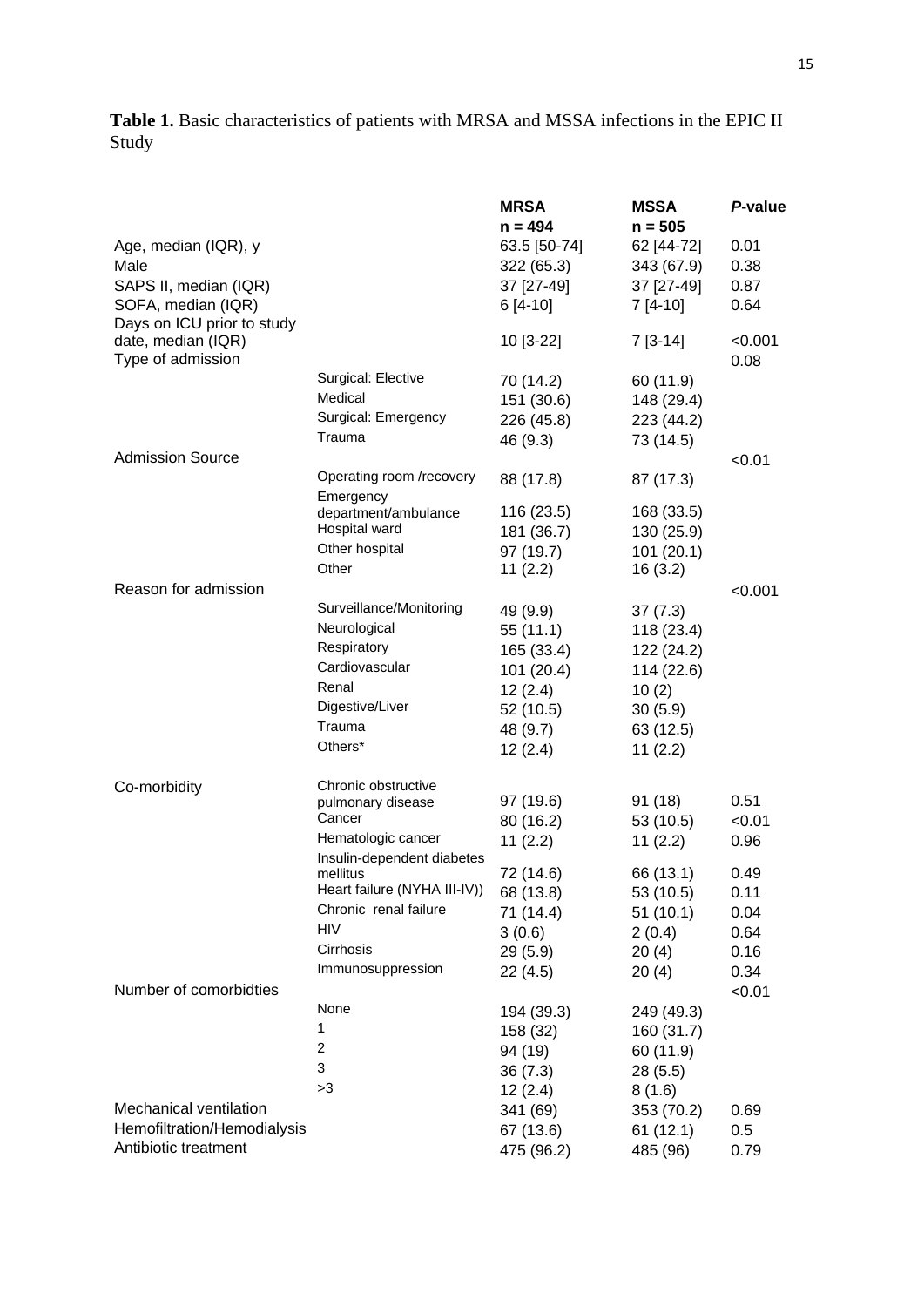**Table 1.** Basic characteristics of patients with MRSA and MSSA infections in the EPIC II Study

| | | MRSA<br>n = 494 | MSSA<br>n = 505 | *P*-value |
|---|---|---|---|---|
| Age, median (IQR), y | | 63.5 [50-74] | 62 [44-72] | 0.01 |
| Male | | 322 (65.3) | 343 (67.9) | 0.38 |
| SAPS II, median (IQR) | | 37 [27-49] | 37 [27-49] | 0.87 |
| SOFA, median (IQR) | | 6 [4-10] | 7 [4-10] | 0.64 |
| Days on ICU prior to study date, median (IQR) | | 10 [3-22] | 7 [3-14] | <0.001 |
| Type of admission | | | | 0.08 |
| | Surgical: Elective | 70 (14.2) | 60 (11.9) | |
| | Medical | 151 (30.6) | 148 (29.4) | |
| | Surgical: Emergency | 226 (45.8) | 223 (44.2) | |
| | Trauma | 46 (9.3) | 73 (14.5) | |
| Admission Source | | | | <0.01 |
| | Operating room /recovery | 88 (17.8) | 87 (17.3) | |
| | Emergency department/ambulance | 116 (23.5) | 168 (33.5) | |
| | Hospital ward | 181 (36.7) | 130 (25.9) | |
| | Other hospital | 97 (19.7) | 101 (20.1) | |
| | Other | 11 (2.2) | 16 (3.2) | |
| Reason for admission | | | | <0.001 |
| | Surveillance/Monitoring | 49 (9.9) | 37 (7.3) | |
| | Neurological | 55 (11.1) | 118 (23.4) | |
| | Respiratory | 165 (33.4) | 122 (24.2) | |
| | Cardiovascular | 101 (20.4) | 114 (22.6) | |
| | Renal | 12 (2.4) | 10 (2) | |
| | Digestive/Liver | 52 (10.5) | 30 (5.9) | |
| | Trauma | 48 (9.7) | 63 (12.5) | |
| | Others* | 12 (2.4) | 11 (2.2) | |
| Co-morbidity | Chronic obstructive pulmonary disease | 97 (19.6) | 91 (18) | 0.51 |
| | Cancer | 80 (16.2) | 53 (10.5) | <0.01 |
| | Hematologic cancer | 11 (2.2) | 11 (2.2) | 0.96 |
| | Insulin-dependent diabetes mellitus | 72 (14.6) | 66 (13.1) | 0.49 |
| | Heart failure (NYHA III-IV)) | 68 (13.8) | 53 (10.5) | 0.11 |
| | Chronic renal failure | 71 (14.4) | 51 (10.1) | 0.04 |
| | HIV | 3 (0.6) | 2 (0.4) | 0.64 |
| | Cirrhosis | 29 (5.9) | 20 (4) | 0.16 |
| | Immunosuppression | 22 (4.5) | 20 (4) | 0.34 |
| Number of comorbidties | | | | <0.01 |
| | None | 194 (39.3) | 249 (49.3) | |
| | 1 | 158 (32) | 160 (31.7) | |
| | 2 | 94 (19) | 60 (11.9) | |
| | 3 | 36 (7.3) | 28 (5.5) | |
| | >3 | 12 (2.4) | 8 (1.6) | |
| Mechanical ventilation | | 341 (69) | 353 (70.2) | 0.69 |
| Hemofiltration/Hemodialysis | | 67 (13.6) | 61 (12.1) | 0.5 |
| Antibiotic treatment | | 475 (96.2) | 485 (96) | 0.79 |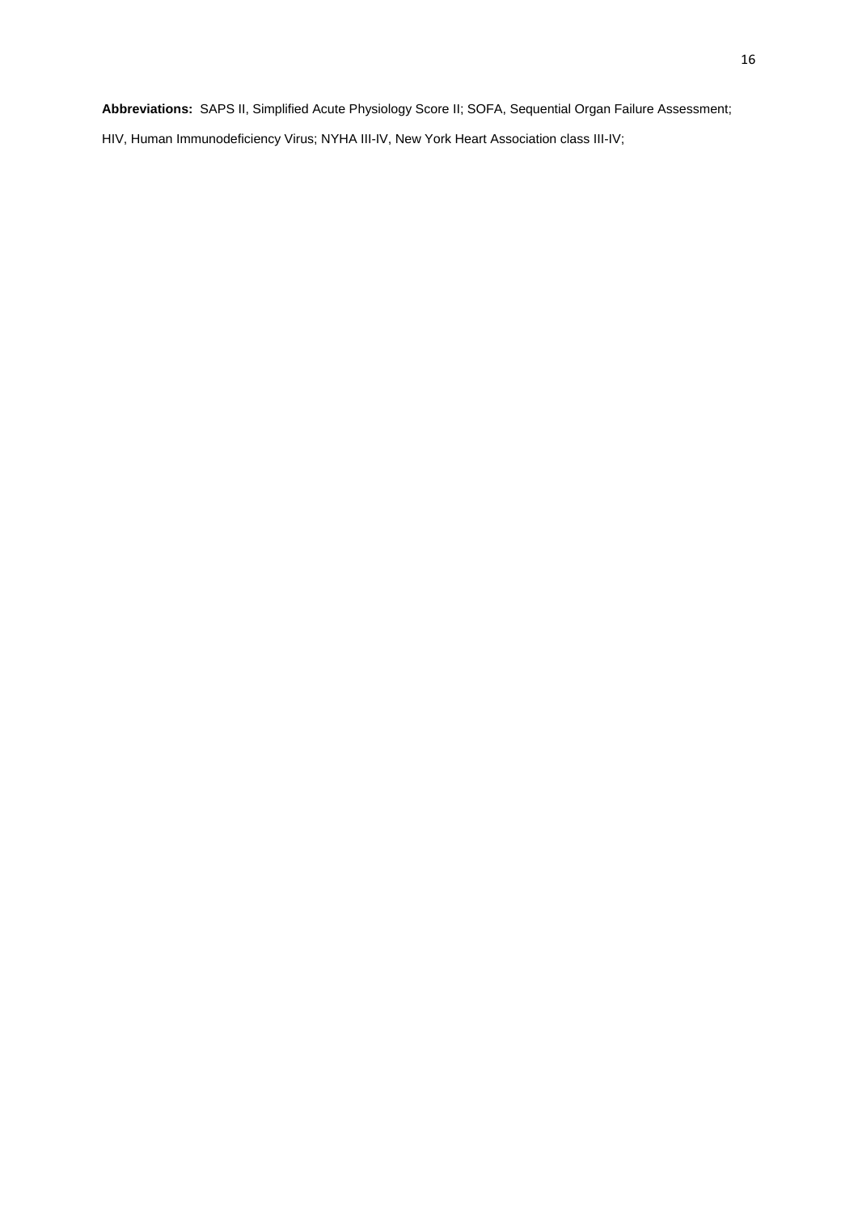**Abbreviations:** SAPS II, Simplified Acute Physiology Score II; SOFA, Sequential Organ Failure Assessment; HIV, Human Immunodeficiency Virus; NYHA III-IV, New York Heart Association class III-IV;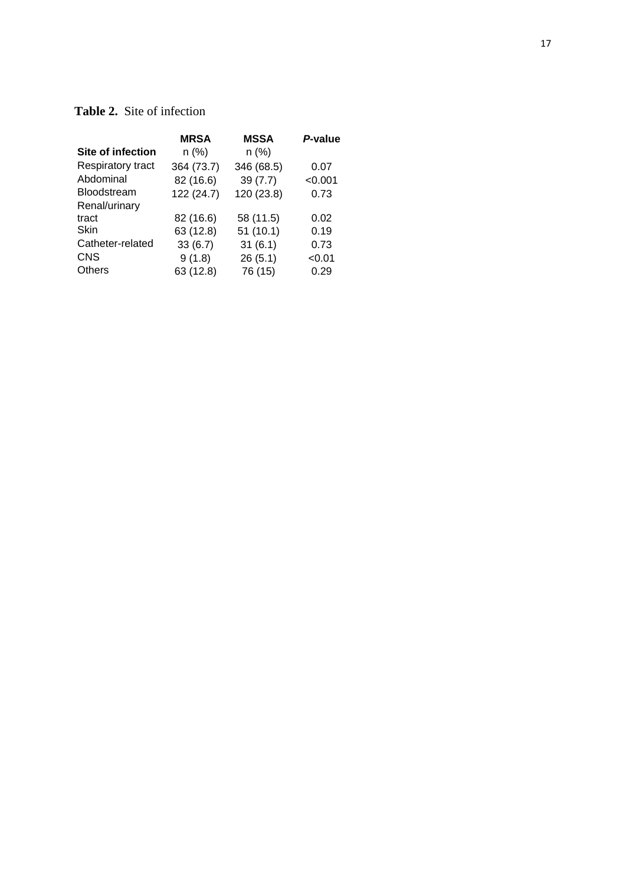**Table 2.** Site of infection

| Site of infection | MRSA n (%) | MSSA n (%) | *P*-value |
|---|---|---|---|
| Respiratory tract | 364 (73.7) | 346 (68.5) | 0.07 |
| Abdominal | 82 (16.6) | 39 (7.7) | <0.001 |
| Bloodstream | 122 (24.7) | 120 (23.8) | 0.73 |
| Renal/urinary tract | 82 (16.6) | 58 (11.5) | 0.02 |
| Skin | 63 (12.8) | 51 (10.1) | 0.19 |
| Catheter-related | 33 (6.7) | 31 (6.1) | 0.73 |
| CNS | 9 (1.8) | 26 (5.1) | <0.01 |
| Others | 63 (12.8) | 76 (15) | 0.29 |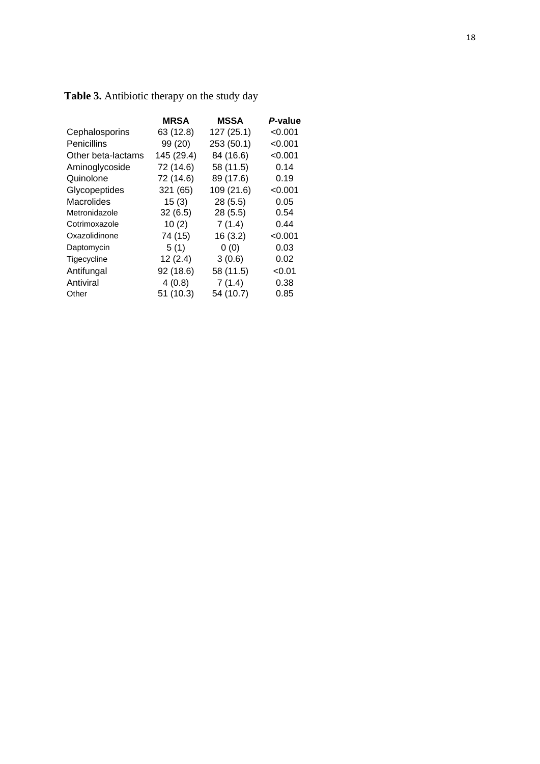**Table 3.** Antibiotic therapy on the study day

| | **MRSA** | **MSSA** | ***P*-value** |
|---|---|---|---|
| Cephalosporins | 63 (12.8) | 127 (25.1) | <0.001 |
| Penicillins | 99 (20) | 253 (50.1) | <0.001 |
| Other beta-lactams | 145 (29.4) | 84 (16.6) | <0.001 |
| Aminoglycoside | 72 (14.6) | 58 (11.5) | 0.14 |
| Quinolone | 72 (14.6) | 89 (17.6) | 0.19 |
| Glycopeptides | 321 (65) | 109 (21.6) | <0.001 |
| Macrolides | 15 (3) | 28 (5.5) | 0.05 |
| Metronidazole | 32 (6.5) | 28 (5.5) | 0.54 |
| Cotrimoxazole | 10 (2) | 7 (1.4) | 0.44 |
| Oxazolidinone | 74 (15) | 16 (3.2) | <0.001 |
| Daptomycin | 5 (1) | 0 (0) | 0.03 |
| Tigecycline | 12 (2.4) | 3 (0.6) | 0.02 |
| Antifungal | 92 (18.6) | 58 (11.5) | <0.01 |
| Antiviral | 4 (0.8) | 7 (1.4) | 0.38 |
| Other | 51 (10.3) | 54 (10.7) | 0.85 |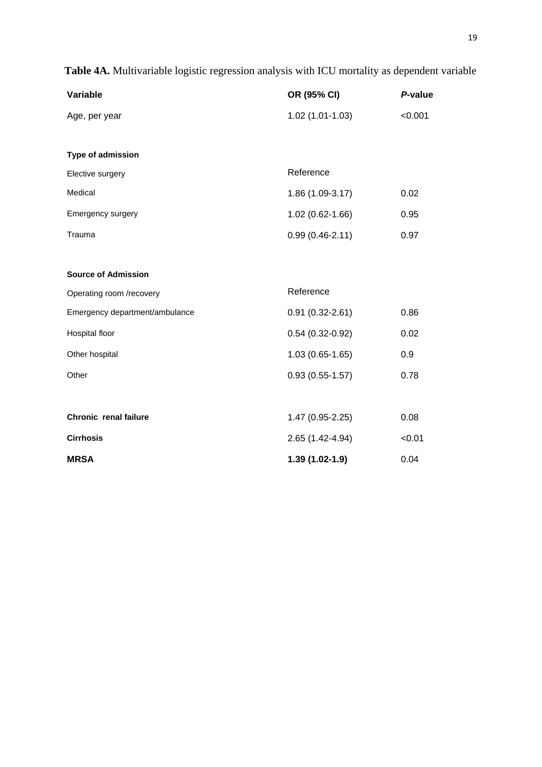**Table 4A.** Multivariable logistic regression analysis with ICU mortality as dependent variable

| Variable | OR (95% CI) | *P*-value |
|---|---|---|
| Age, per year | 1.02 (1.01-1.03) | <0.001 |
| | | |
| **Type of admission** | | |
| Elective surgery | Reference | |
| Medical | 1.86 (1.09-3.17) | 0.02 |
| Emergency surgery | 1.02 (0.62-1.66) | 0.95 |
| Trauma | 0.99 (0.46-2.11) | 0.97 |
| | | |
| **Source of Admission** | | |
| Operating room /recovery | Reference | |
| Emergency department/ambulance | 0.91 (0.32-2.61) | 0.86 |
| Hospital floor | 0.54 (0.32-0.92) | 0.02 |
| Other hospital | 1.03 (0.65-1.65) | 0.9 |
| Other | 0.93 (0.55-1.57) | 0.78 |
| | | |
| **Chronic renal failure** | 1.47 (0.95-2.25) | 0.08 |
| **Cirrhosis** | 2.65 (1.42-4.94) | <0.01 |
| **MRSA** | **1.39 (1.02-1.9)** | 0.04 |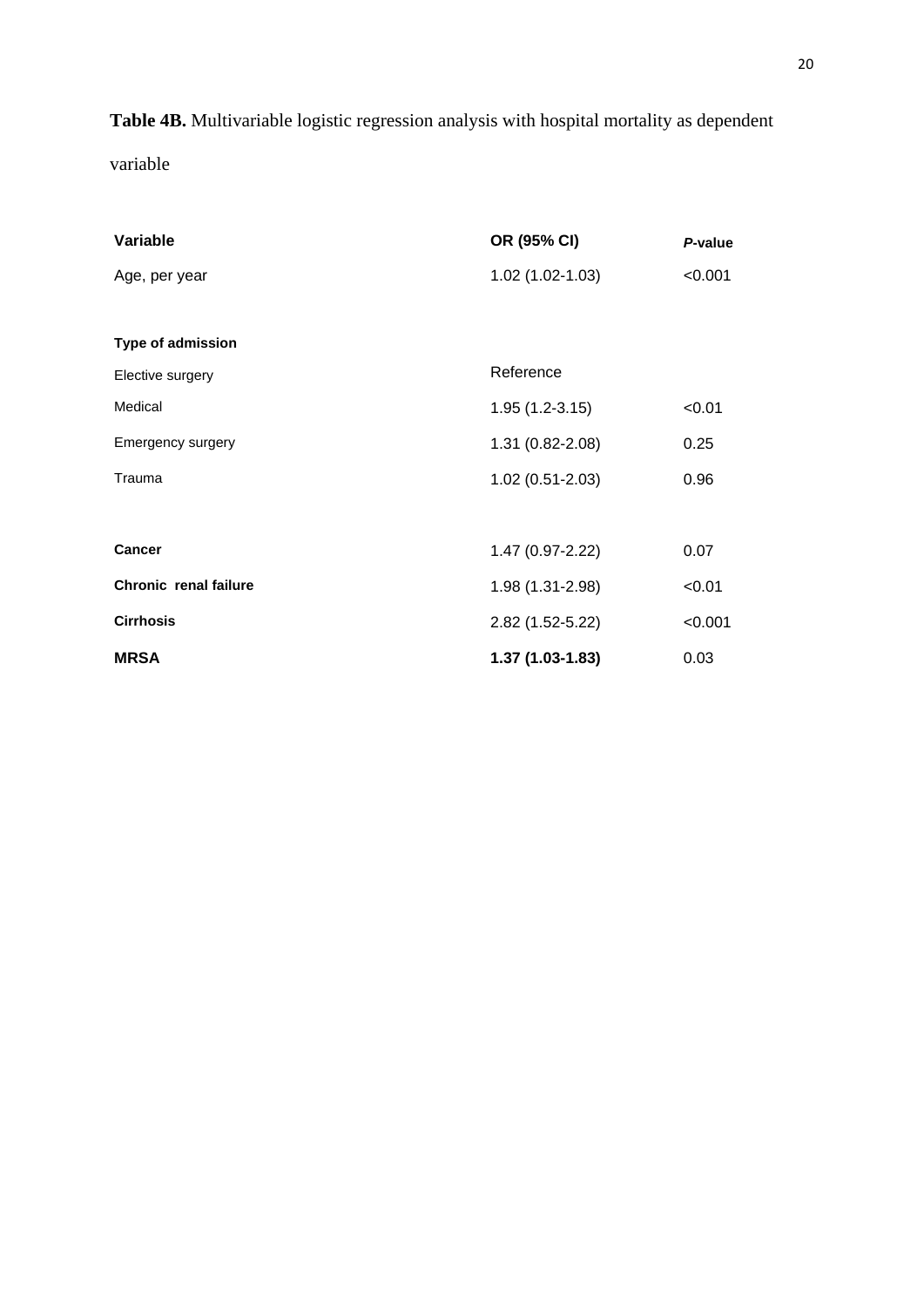**Table 4B.** Multivariable logistic regression analysis with hospital mortality as dependent variable

| Variable | OR (95% CI) | *P*-value |
|---|---|---|
| Age, per year | 1.02 (1.02-1.03) | <0.001 |
| | | |
| **Type of admission** | | |
| Elective surgery | Reference | |
| Medical | 1.95 (1.2-3.15) | <0.01 |
| Emergency surgery | 1.31 (0.82-2.08) | 0.25 |
| Trauma | 1.02 (0.51-2.03) | 0.96 |
| | | |
| **Cancer** | 1.47 (0.97-2.22) | 0.07 |
| **Chronic renal failure** | 1.98 (1.31-2.98) | <0.01 |
| **Cirrhosis** | 2.82 (1.52-5.22) | <0.001 |
| **MRSA** | **1.37 (1.03-1.83)** | 0.03 |